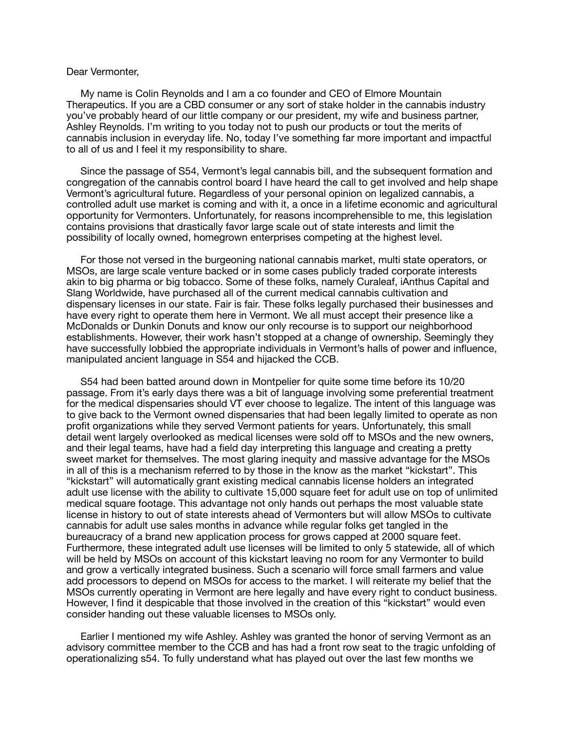Dear Vermonter,

My name is Colin Reynolds and I am a co founder and CEO of Elmore Mountain Therapeutics. If you are a CBD consumer or any sort of stake holder in the cannabis industry you've probably heard of our little company or our president, my wife and business partner, Ashley Reynolds. I'm writing to you today not to push our products or tout the merits of cannabis inclusion in everyday life. No, today I've something far more important and impactful to all of us and I feel it my responsibility to share.

Since the passage of S54, Vermont's legal cannabis bill, and the subsequent formation and congregation of the cannabis control board I have heard the call to get involved and help shape Vermont's agricultural future. Regardless of your personal opinion on legalized cannabis, a controlled adult use market is coming and with it, a once in a lifetime economic and agricultural opportunity for Vermonters. Unfortunately, for reasons incomprehensible to me, this legislation contains provisions that drastically favor large scale out of state interests and limit the possibility of locally owned, homegrown enterprises competing at the highest level.

For those not versed in the burgeoning national cannabis market, multi state operators, or MSOs, are large scale venture backed or in some cases publicly traded corporate interests akin to big pharma or big tobacco. Some of these folks, namely Curaleaf, iAnthus Capital and Slang Worldwide, have purchased all of the current medical cannabis cultivation and dispensary licenses in our state. Fair is fair. These folks legally purchased their businesses and have every right to operate them here in Vermont. We all must accept their presence like a McDonalds or Dunkin Donuts and know our only recourse is to support our neighborhood establishments. However, their work hasn't stopped at a change of ownership. Seemingly they have successfully lobbied the appropriate individuals in Vermont's halls of power and influence, manipulated ancient language in S54 and hijacked the CCB.

S54 had been batted around down in Montpelier for quite some time before its 10/20 passage. From it's early days there was a bit of language involving some preferential treatment for the medical dispensaries should VT ever choose to legalize. The intent of this language was to give back to the Vermont owned dispensaries that had been legally limited to operate as non profit organizations while they served Vermont patients for years. Unfortunately, this small detail went largely overlooked as medical licenses were sold off to MSOs and the new owners, and their legal teams, have had a field day interpreting this language and creating a pretty sweet market for themselves. The most glaring inequity and massive advantage for the MSOs in all of this is a mechanism referred to by those in the know as the market "kickstart". This "kickstart" will automatically grant existing medical cannabis license holders an integrated adult use license with the ability to cultivate 15,000 square feet for adult use on top of unlimited medical square footage. This advantage not only hands out perhaps the most valuable state license in history to out of state interests ahead of Vermonters but will allow MSOs to cultivate cannabis for adult use sales months in advance while regular folks get tangled in the bureaucracy of a brand new application process for grows capped at 2000 square feet. Furthermore, these integrated adult use licenses will be limited to only 5 statewide, all of which will be held by MSOs on account of this kickstart leaving no room for any Vermonter to build and grow a vertically integrated business. Such a scenario will force small farmers and value add processors to depend on MSOs for access to the market. I will reiterate my belief that the MSOs currently operating in Vermont are here legally and have every right to conduct business. However, I find it despicable that those involved in the creation of this "kickstart" would even consider handing out these valuable licenses to MSOs only.

Earlier I mentioned my wife Ashley. Ashley was granted the honor of serving Vermont as an advisory committee member to the CCB and has had a front row seat to the tragic unfolding of operationalizing s54. To fully understand what has played out over the last few months we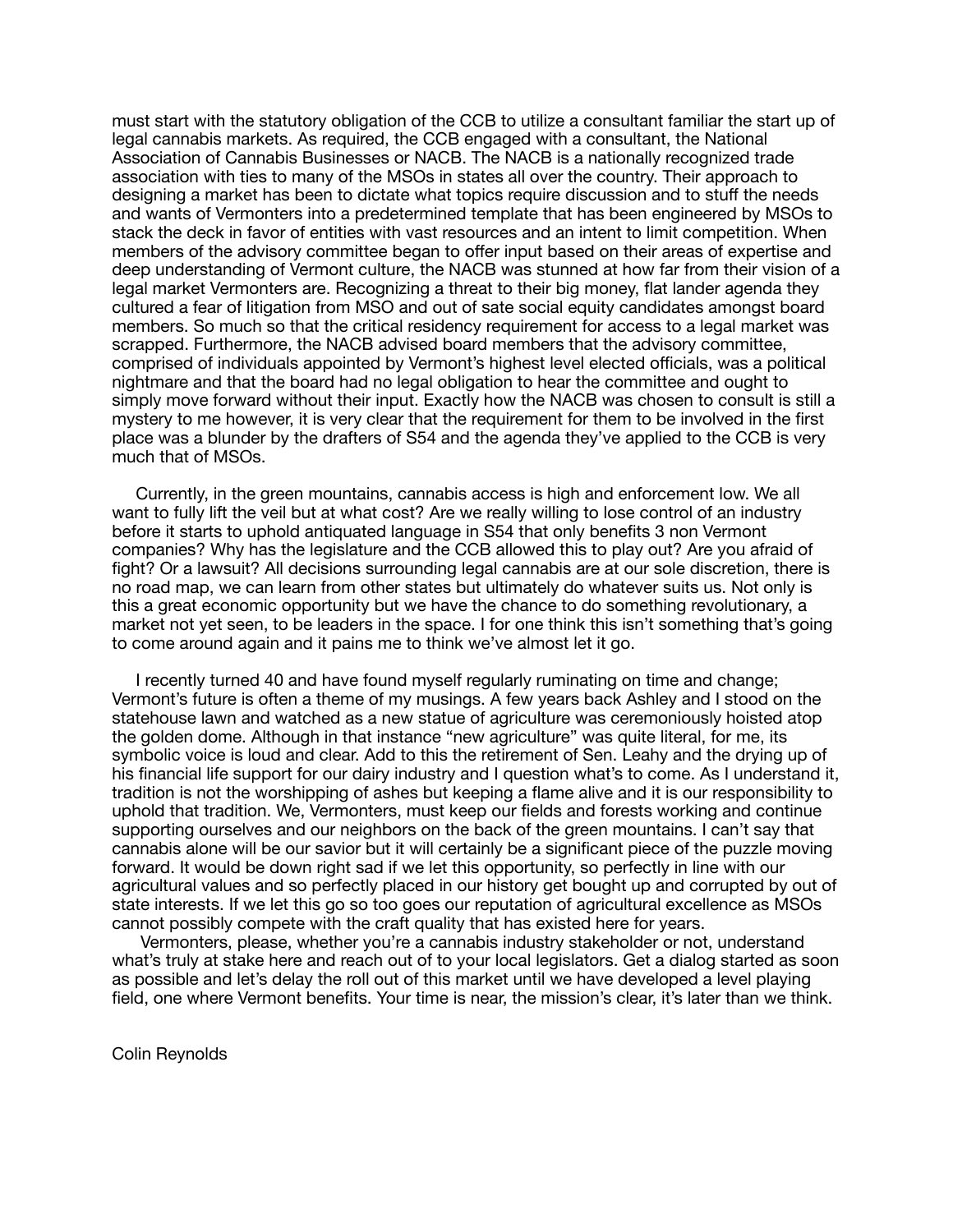must start with the statutory obligation of the CCB to utilize a consultant familiar the start up of legal cannabis markets. As required, the CCB engaged with a consultant, the National Association of Cannabis Businesses or NACB. The NACB is a nationally recognized trade association with ties to many of the MSOs in states all over the country. Their approach to designing a market has been to dictate what topics require discussion and to stuff the needs and wants of Vermonters into a predetermined template that has been engineered by MSOs to stack the deck in favor of entities with vast resources and an intent to limit competition. When members of the advisory committee began to offer input based on their areas of expertise and deep understanding of Vermont culture, the NACB was stunned at how far from their vision of a legal market Vermonters are. Recognizing a threat to their big money, flat lander agenda they cultured a fear of litigation from MSO and out of sate social equity candidates amongst board members. So much so that the critical residency requirement for access to a legal market was scrapped. Furthermore, the NACB advised board members that the advisory committee, comprised of individuals appointed by Vermont's highest level elected officials, was a political nightmare and that the board had no legal obligation to hear the committee and ought to simply move forward without their input. Exactly how the NACB was chosen to consult is still a mystery to me however, it is very clear that the requirement for them to be involved in the first place was a blunder by the drafters of S54 and the agenda they've applied to the CCB is very much that of MSOs.

Currently, in the green mountains, cannabis access is high and enforcement low. We all want to fully lift the veil but at what cost? Are we really willing to lose control of an industry before it starts to uphold antiquated language in S54 that only benefits 3 non Vermont companies? Why has the legislature and the CCB allowed this to play out? Are you afraid of fight? Or a lawsuit? All decisions surrounding legal cannabis are at our sole discretion, there is no road map, we can learn from other states but ultimately do whatever suits us. Not only is this a great economic opportunity but we have the chance to do something revolutionary, a market not yet seen, to be leaders in the space. I for one think this isn't something that's going to come around again and it pains me to think we've almost let it go.

I recently turned 40 and have found myself regularly ruminating on time and change; Vermont's future is often a theme of my musings. A few years back Ashley and I stood on the statehouse lawn and watched as a new statue of agriculture was ceremoniously hoisted atop the golden dome. Although in that instance "new agriculture" was quite literal, for me, its symbolic voice is loud and clear. Add to this the retirement of Sen. Leahy and the drying up of his financial life support for our dairy industry and I question what's to come. As I understand it, tradition is not the worshipping of ashes but keeping a flame alive and it is our responsibility to uphold that tradition. We, Vermonters, must keep our fields and forests working and continue supporting ourselves and our neighbors on the back of the green mountains. I can't say that cannabis alone will be our savior but it will certainly be a significant piece of the puzzle moving forward. It would be down right sad if we let this opportunity, so perfectly in line with our agricultural values and so perfectly placed in our history get bought up and corrupted by out of state interests. If we let this go so too goes our reputation of agricultural excellence as MSOs cannot possibly compete with the craft quality that has existed here for years.

Vermonters, please, whether you're a cannabis industry stakeholder or not, understand what's truly at stake here and reach out of to your local legislators. Get a dialog started as soon as possible and let's delay the roll out of this market until we have developed a level playing field, one where Vermont benefits. Your time is near, the mission's clear, it's later than we think.

Colin Reynolds